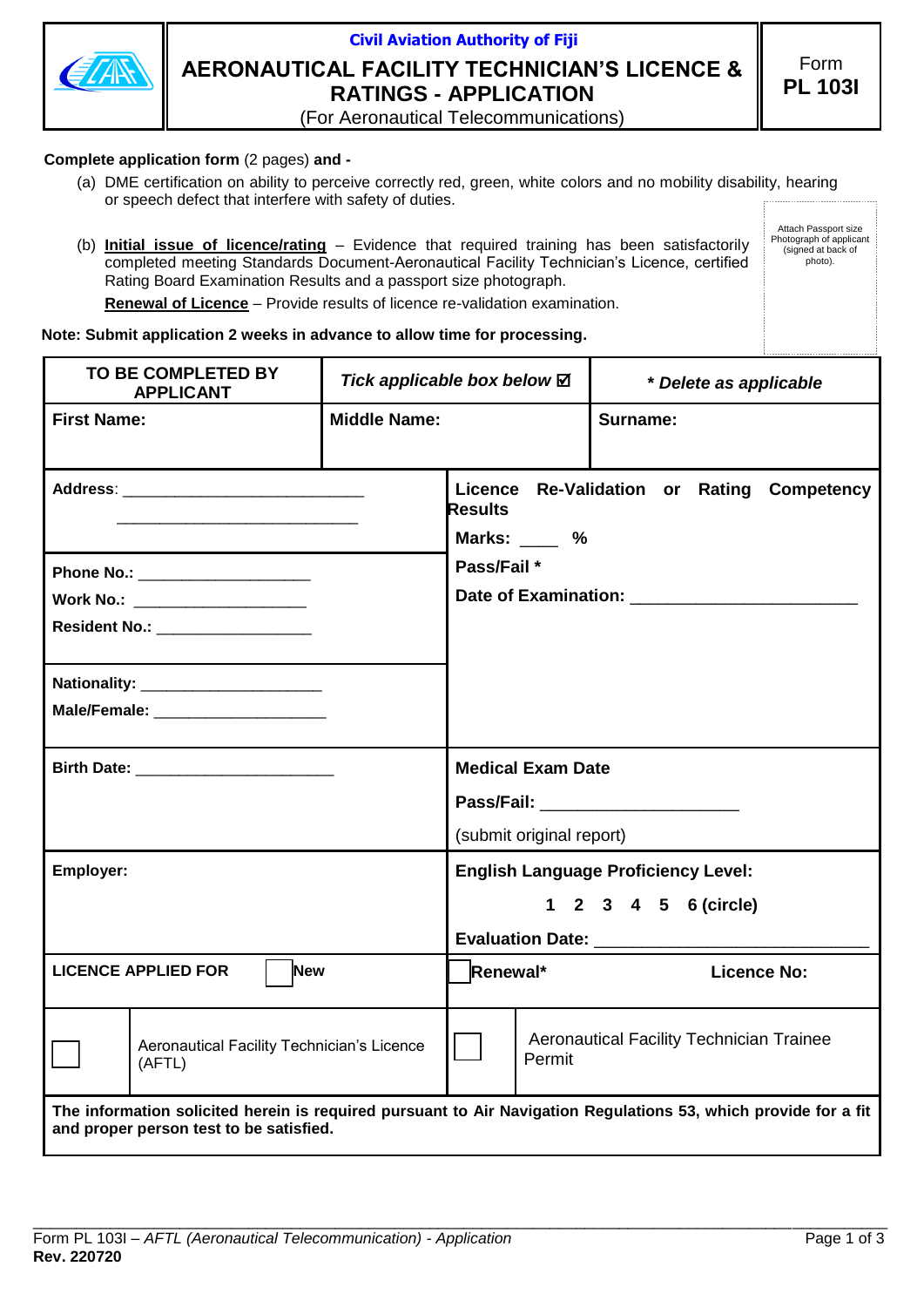Civil Aviation Authority of Fiji

# AERONAUTICAL FACILITY TECHNICIAN'S LICENCE & RATINGS - APPLICATION

(For Aeronautical Telecommunications)

Form **PL 103I**

**Complete application form** (2 pages) **and -**

(a) DME certification on ability to perceive correctly red, green, white colors and no mobility disability, hearing or speech defect that interfere with safety of duties.

(b) **Initial issue of licence/rating** – Evidence that required training has been satisfactorily completed meeting Standards Document-Aeronautical Facility Technician's Licence, certified Rating Board Examination Results and a passport size photograph.

**Renewal of Licence** – Provide results of licence re-validation examination.

Attach Passport size Photograph of applicant (signed at back of photo).

**Note: Submit application 2 weeks in advance to allow time for processing.**

| **TO BE COMPLETED BY APPLICANT** | ***Tick applicable box below ☑*** | ***\* Delete as applicable*** |
|---|---|---|
| **First Name:** | **Middle Name:** | **Surname:** |
| **Address**: ____________________________ ____________________________ | **Licence Re-Validation or Rating Competency Results** **Marks:** ____ **%** | |
| **Phone No.:** ____________________ **Work No.:** ____________________ **Resident No.:** __________________ | **Pass/Fail \*** **Date of Examination:** ________________________ | |
| **Nationality:** _____________________ **Male/Female:** ____________________ | | |
| **Birth Date:** ______________________ | **Medical Exam Date** **Pass/Fail:** ____________________ (submit original report) | |
| **Employer:** | **English Language Proficiency Level:** **1 2 3 4 5 6 (circle)** **Evaluation Date:** ____________________________ | |
| **LICENCE APPLIED FOR** ☐ **New** | ☐ **Renewal\*** | **Licence No:** |
| ☐ Aeronautical Facility Technician's Licence (AFTL) | ☐ Aeronautical Facility Technician Trainee Permit | |
| **The information solicited herein is required pursuant to Air Navigation Regulations 53, which provide for a fit and proper person test to be satisfied.** | | |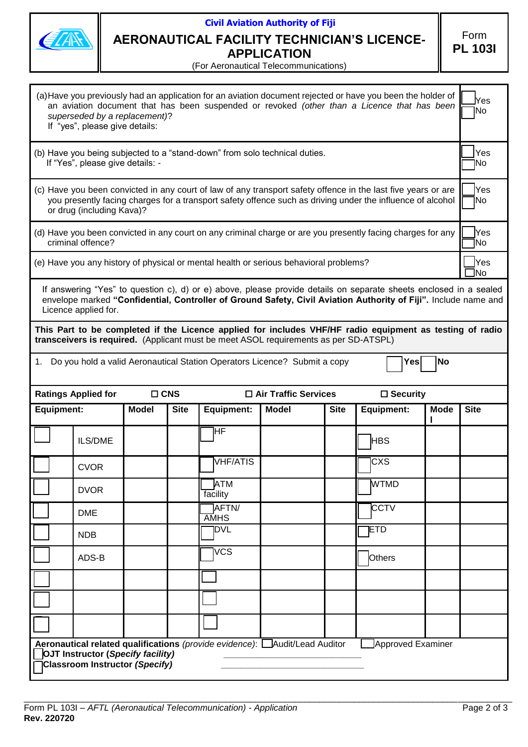**Civil Aviation Authority of Fiji**

# AERONAUTICAL FACILITY TECHNICIAN'S LICENCE-APPLICATION

(For Aeronautical Telecommunications)

Form **PL 103I**

| | |
|---|---|
| (a) Have you previously had an application for an aviation document rejected or have you been the holder of an aviation document that has been suspended or revoked *(other than a Licence that has been superseded by a replacement)*? If "yes", please give details: | ☐ Yes ☐ No |
| (b) Have you being subjected to a "stand-down" from solo technical duties. If "Yes", please give details: - | ☐ Yes ☐ No |
| (c) Have you been convicted in any court of law of any transport safety offence in the last five years or are you presently facing charges for a transport safety offence such as driving under the influence of alcohol or drug (including Kava)? | ☐ Yes ☐ No |
| (d) Have you been convicted in any court on any criminal charge or are you presently facing charges for any criminal offence? | ☐ Yes ☐ No |
| (e) Have you any history of physical or mental health or serious behavioral problems? | ☐ Yes ☐ No |

If answering "Yes" to question c), d) or e) above, please provide details on separate sheets enclosed in a sealed envelope marked **"Confidential, Controller of Ground Safety, Civil Aviation Authority of Fiji".** Include name and Licence applied for.

**This Part to be completed if the Licence applied for includes VHF/HF radio equipment as testing of radio transceivers is required.** (Applicant must be meet ASOL requirements as per SD-ATSPL)

1. Do you hold a valid Aeronautical Station Operators Licence? Submit a copy ☐ **Yes** ☐ **No**

**Ratings Applied for** ☐ **CNS** ☐ **Air Traffic Services** ☐ **Security**

| | **Equipment:** | **Model** | **Site** | **Equipment:** | **Model** | **Site** | **Equipment:** | **Model** | **Site** |
|---|---|---|---|---|---|---|---|---|---|
| ☐ | ILS/DME | | | ☐ HF | | | ☐ HBS | | |
| ☐ | CVOR | | | ☐ VHF/ATIS | | | ☐ CXS | | |
| ☐ | DVOR | | | ☐ ATM facility | | | ☐ WTMD | | |
| ☐ | DME | | | ☐ AFTN/ AMHS | | | ☐ CCTV | | |
| ☐ | NDB | | | ☐ DVL | | | ☐ ETD | | |
| ☐ | ADS-B | | | ☐ VCS | | | ☐ Others | | |
| ☐ | | | | ☐ | | | | | |
| ☐ | | | | ☐ | | | | | |
| ☐ | | | | ☐ | | | | | |

**Aeronautical related qualifications** *(provide evidence)*: ☐ Audit/Lead Auditor ☐ Approved Examiner

☐ **OJT Instructor (*Specify facility*)** \_\_\_\_\_\_\_\_\_\_\_\_\_\_\_\_\_\_\_\_\_\_\_\_\_\_\_\_

☐ **Classroom Instructor *(Specify)*** \_\_\_\_\_\_\_\_\_\_\_\_\_\_\_\_\_\_\_\_\_\_\_\_\_\_\_\_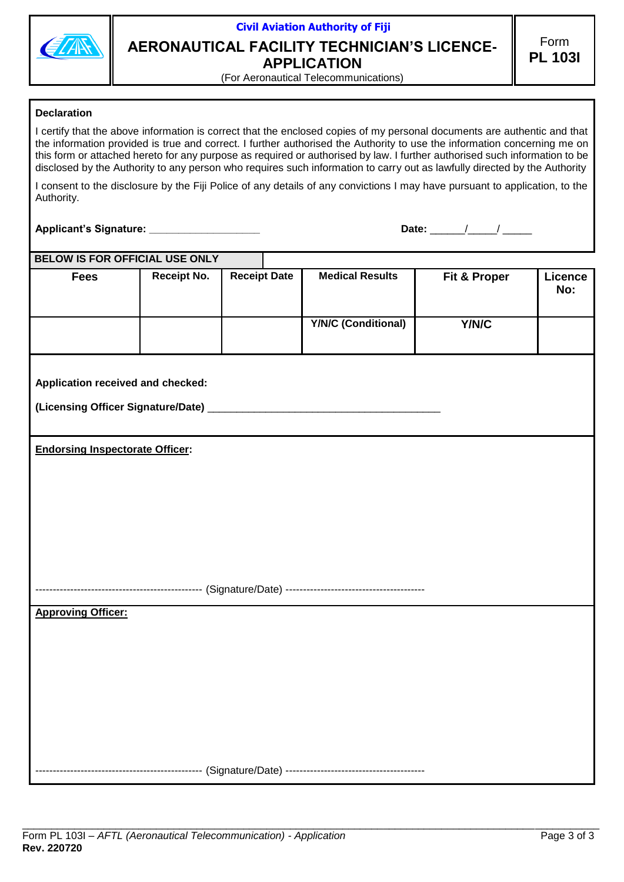Civil Aviation Authority of Fiji

# AERONAUTICAL FACILITY TECHNICIAN'S LICENCE-APPLICATION

(For Aeronautical Telecommunications)

Form **PL 103I**

**Declaration**

I certify that the above information is correct that the enclosed copies of my personal documents are authentic and that the information provided is true and correct. I further authorised the Authority to use the information concerning me on this form or attached hereto for any purpose as required or authorised by law. I further authorised such information to be disclosed by the Authority to any person who requires such information to carry out as lawfully directed by the Authority

I consent to the disclosure by the Fiji Police of any details of any convictions I may have pursuant to application, to the Authority.

**Applicant's Signature:** ___________________ **Date:** ______/_____/ _____

**BELOW IS FOR OFFICIAL USE ONLY**

| Fees | Receipt No. | Receipt Date | Medical Results | Fit & Proper | Licence No: |
|---|---|---|---|---|---|
| | | | Y/N/C (Conditional) | Y/N/C | |

**Application received and checked:**

**(Licensing Officer Signature/Date)** ________________________________________

**Endorsing Inspectorate Officer:**

------------------------------------------------ (Signature/Date) ----------------------------------------

**Approving Officer:**

------------------------------------------------ (Signature/Date) ----------------------------------------

Form PL 103I – *AFTL (Aeronautical Telecommunication) - Application*
**Rev. 220720**